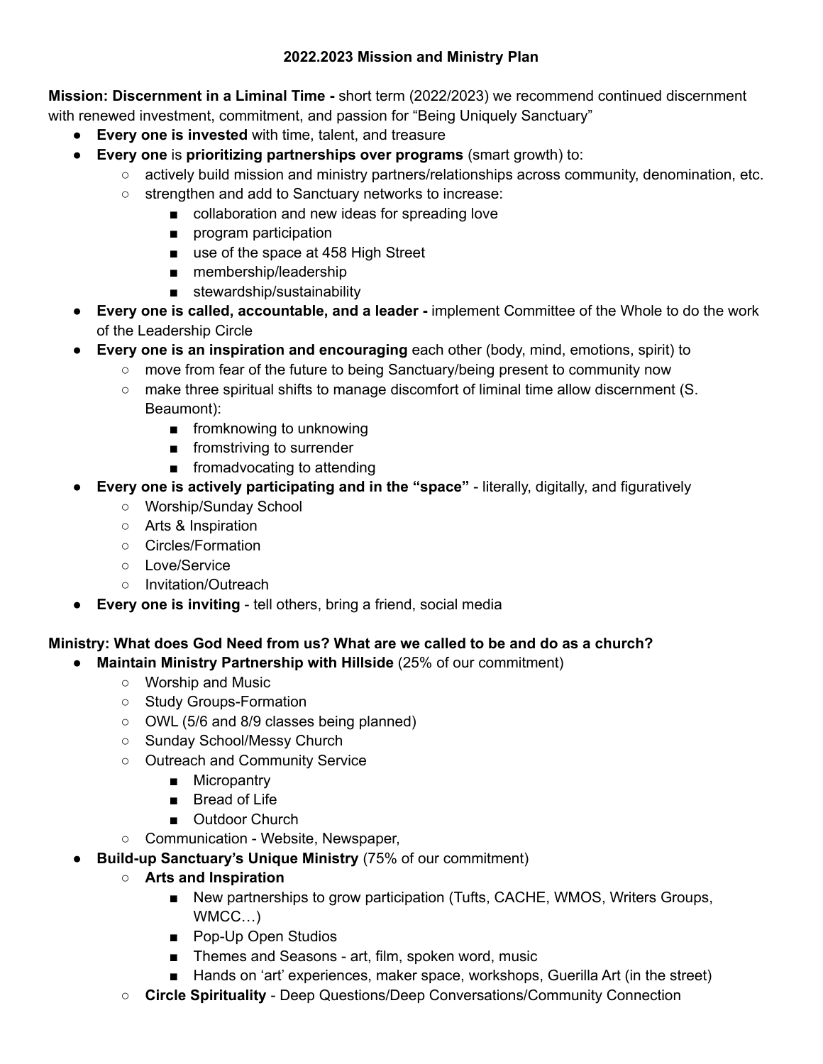# 2022.2023 Mission and Ministry Plan

**Mission: Discernment in a Liminal Time -** short term (2022/2023) we recommend continued discernment with renewed investment, commitment, and passion for "Being Uniquely Sanctuary"

- **Every one is invested** with time, talent, and treasure
- **Every one** is **prioritizing partnerships over programs** (smart growth) to:
  - actively build mission and ministry partners/relationships across community, denomination, etc.
  - strengthen and add to Sanctuary networks to increase:
    - collaboration and new ideas for spreading love
    - program participation
    - use of the space at 458 High Street
    - membership/leadership
    - stewardship/sustainability
- **Every one is called, accountable, and a leader -** implement Committee of the Whole to do the work of the Leadership Circle
- **Every one is an inspiration and encouraging** each other (body, mind, emotions, spirit) to
  - move from fear of the future to being Sanctuary/being present to community now
  - make three spiritual shifts to manage discomfort of liminal time allow discernment (S. Beaumont):
    - fromknowing to unknowing
    - fromstriving to surrender
    - fromadvocating to attending
- **Every one is actively participating and in the "space"** - literally, digitally, and figuratively
  - Worship/Sunday School
  - Arts & Inspiration
  - Circles/Formation
  - Love/Service
  - Invitation/Outreach
- **Every one is inviting** - tell others, bring a friend, social media

**Ministry: What does God Need from us? What are we called to be and do as a church?**

- **Maintain Ministry Partnership with Hillside** (25% of our commitment)
  - Worship and Music
  - Study Groups-Formation
  - OWL (5/6 and 8/9 classes being planned)
  - Sunday School/Messy Church
  - Outreach and Community Service
    - Micropantry
    - Bread of Life
    - Outdoor Church
  - Communication - Website, Newspaper,
- **Build-up Sanctuary's Unique Ministry** (75% of our commitment)
  - **Arts and Inspiration**
    - New partnerships to grow participation (Tufts, CACHE, WMOS, Writers Groups, WMCC…)
    - Pop-Up Open Studios
    - Themes and Seasons - art, film, spoken word, music
    - Hands on 'art' experiences, maker space, workshops, Guerilla Art (in the street)
  - **Circle Spirituality** - Deep Questions/Deep Conversations/Community Connection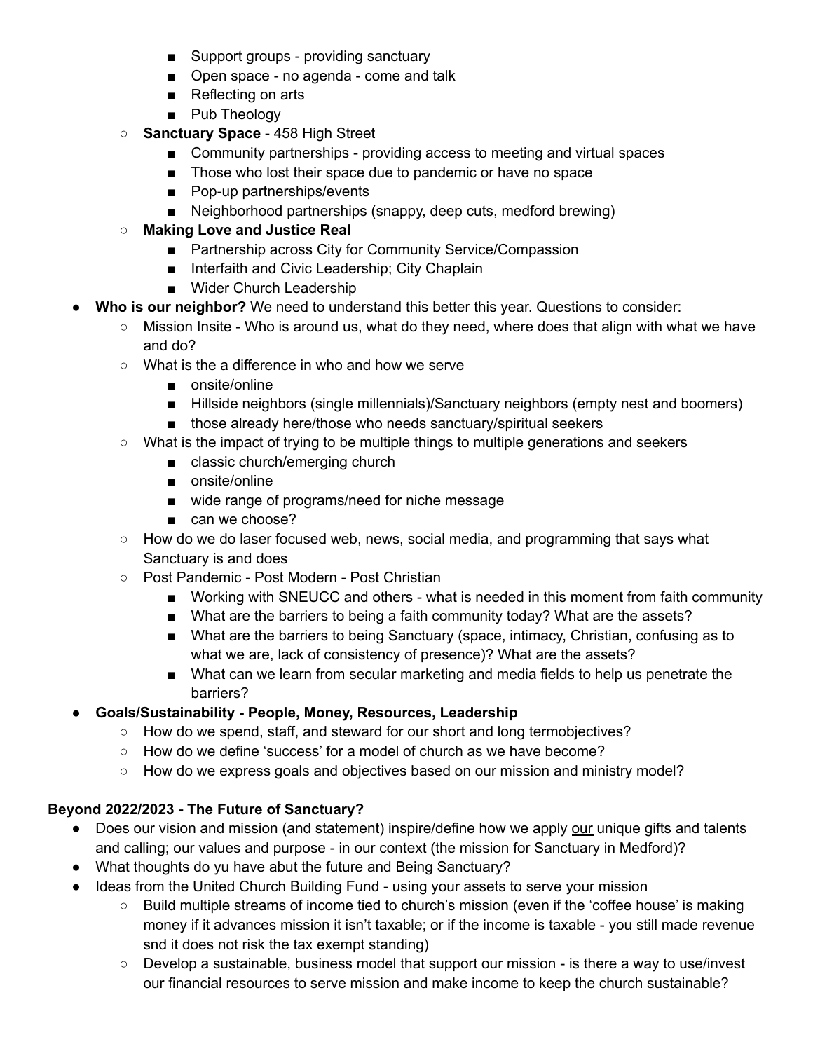- Support groups - providing sanctuary
        - Open space - no agenda - come and talk
        - Reflecting on arts
        - Pub Theology
    - **Sanctuary Space** - 458 High Street
        - Community partnerships - providing access to meeting and virtual spaces
        - Those who lost their space due to pandemic or have no space
        - Pop-up partnerships/events
        - Neighborhood partnerships (snappy, deep cuts, medford brewing)
    - **Making Love and Justice Real**
        - Partnership across City for Community Service/Compassion
        - Interfaith and Civic Leadership; City Chaplain
        - Wider Church Leadership
- **Who is our neighbor?** We need to understand this better this year. Questions to consider:
    - Mission Insite - Who is around us, what do they need, where does that align with what we have and do?
    - What is the a difference in who and how we serve
        - onsite/online
        - Hillside neighbors (single millennials)/Sanctuary neighbors (empty nest and boomers)
        - those already here/those who needs sanctuary/spiritual seekers
    - What is the impact of trying to be multiple things to multiple generations and seekers
        - classic church/emerging church
        - onsite/online
        - wide range of programs/need for niche message
        - can we choose?
    - How do we do laser focused web, news, social media, and programming that says what Sanctuary is and does
    - Post Pandemic - Post Modern - Post Christian
        - Working with SNEUCC and others - what is needed in this moment from faith community
        - What are the barriers to being a faith community today? What are the assets?
        - What are the barriers to being Sanctuary (space, intimacy, Christian, confusing as to what we are, lack of consistency of presence)? What are the assets?
        - What can we learn from secular marketing and media fields to help us penetrate the barriers?
- **Goals/Sustainability - People, Money, Resources, Leadership**
    - How do we spend, staff, and steward for our short and long termobjectives?
    - How do we define 'success' for a model of church as we have become?
    - How do we express goals and objectives based on our mission and ministry model?

**Beyond 2022/2023 - The Future of Sanctuary?**

- Does our vision and mission (and statement) inspire/define how we apply <u>our</u> unique gifts and talents and calling; our values and purpose - in our context (the mission for Sanctuary in Medford)?
- What thoughts do yu have abut the future and Being Sanctuary?
- Ideas from the United Church Building Fund - using your assets to serve your mission
    - Build multiple streams of income tied to church's mission (even if the 'coffee house' is making money if it advances mission it isn't taxable; or if the income is taxable - you still made revenue snd it does not risk the tax exempt standing)
    - Develop a sustainable, business model that support our mission - is there a way to use/invest our financial resources to serve mission and make income to keep the church sustainable?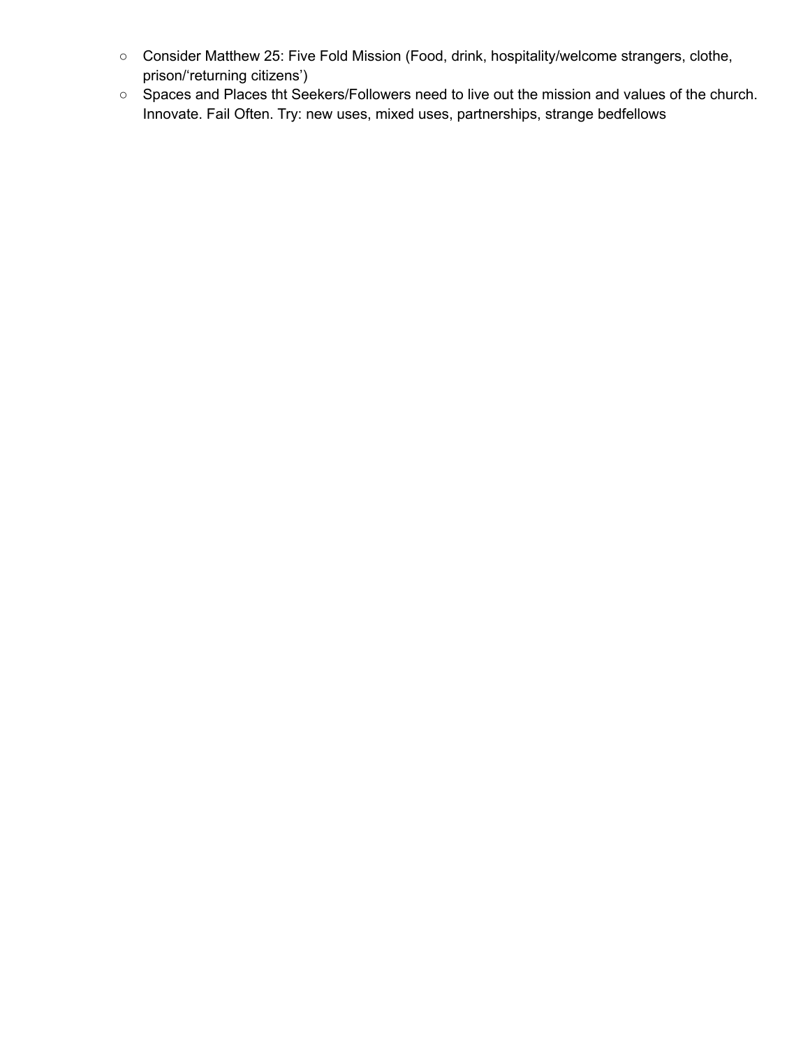- Consider Matthew 25: Five Fold Mission (Food, drink, hospitality/welcome strangers, clothe, prison/‘returning citizens’)
- Spaces and Places tht Seekers/Followers need to live out the mission and values of the church. Innovate. Fail Often. Try: new uses, mixed uses, partnerships, strange bedfellows